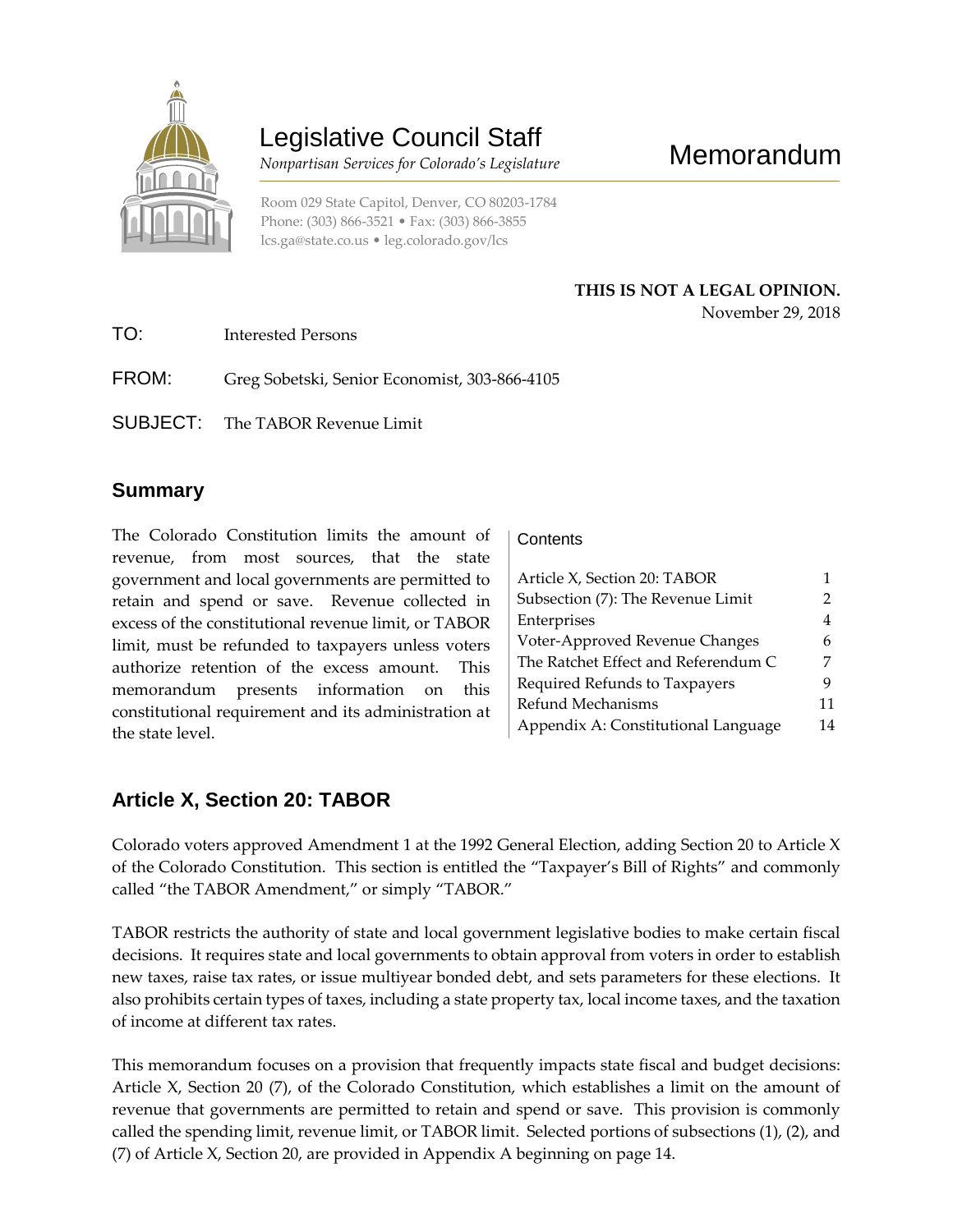# Legislative Council Staff

*Nonpartisan Services for Colorado's Legislature*

# Memorandum

Room 029 State Capitol, Denver, CO 80203-1784
Phone: (303) 866-3521 • Fax: (303) 866-3855
lcs.ga@state.co.us • leg.colorado.gov/lcs

**THIS IS NOT A LEGAL OPINION.**
November 29, 2018

TO: Interested Persons

FROM: Greg Sobetski, Senior Economist, 303-866-4105

SUBJECT: The TABOR Revenue Limit

## Summary

The Colorado Constitution limits the amount of revenue, from most sources, that the state government and local governments are permitted to retain and spend or save. Revenue collected in excess of the constitutional revenue limit, or TABOR limit, must be refunded to taxpayers unless voters authorize retention of the excess amount. This memorandum presents information on this constitutional requirement and its administration at the state level.

**Contents**

| | |
|---|---|
| Article X, Section 20: TABOR | 1 |
| Subsection (7): The Revenue Limit | 2 |
| Enterprises | 4 |
| Voter-Approved Revenue Changes | 6 |
| The Ratchet Effect and Referendum C | 7 |
| Required Refunds to Taxpayers | 9 |
| Refund Mechanisms | 11 |
| Appendix A: Constitutional Language | 14 |

## Article X, Section 20: TABOR

Colorado voters approved Amendment 1 at the 1992 General Election, adding Section 20 to Article X of the Colorado Constitution. This section is entitled the "Taxpayer's Bill of Rights" and commonly called "the TABOR Amendment," or simply "TABOR."

TABOR restricts the authority of state and local government legislative bodies to make certain fiscal decisions. It requires state and local governments to obtain approval from voters in order to establish new taxes, raise tax rates, or issue multiyear bonded debt, and sets parameters for these elections. It also prohibits certain types of taxes, including a state property tax, local income taxes, and the taxation of income at different tax rates.

This memorandum focuses on a provision that frequently impacts state fiscal and budget decisions: Article X, Section 20 (7), of the Colorado Constitution, which establishes a limit on the amount of revenue that governments are permitted to retain and spend or save. This provision is commonly called the spending limit, revenue limit, or TABOR limit. Selected portions of subsections (1), (2), and (7) of Article X, Section 20, are provided in Appendix A beginning on page 14.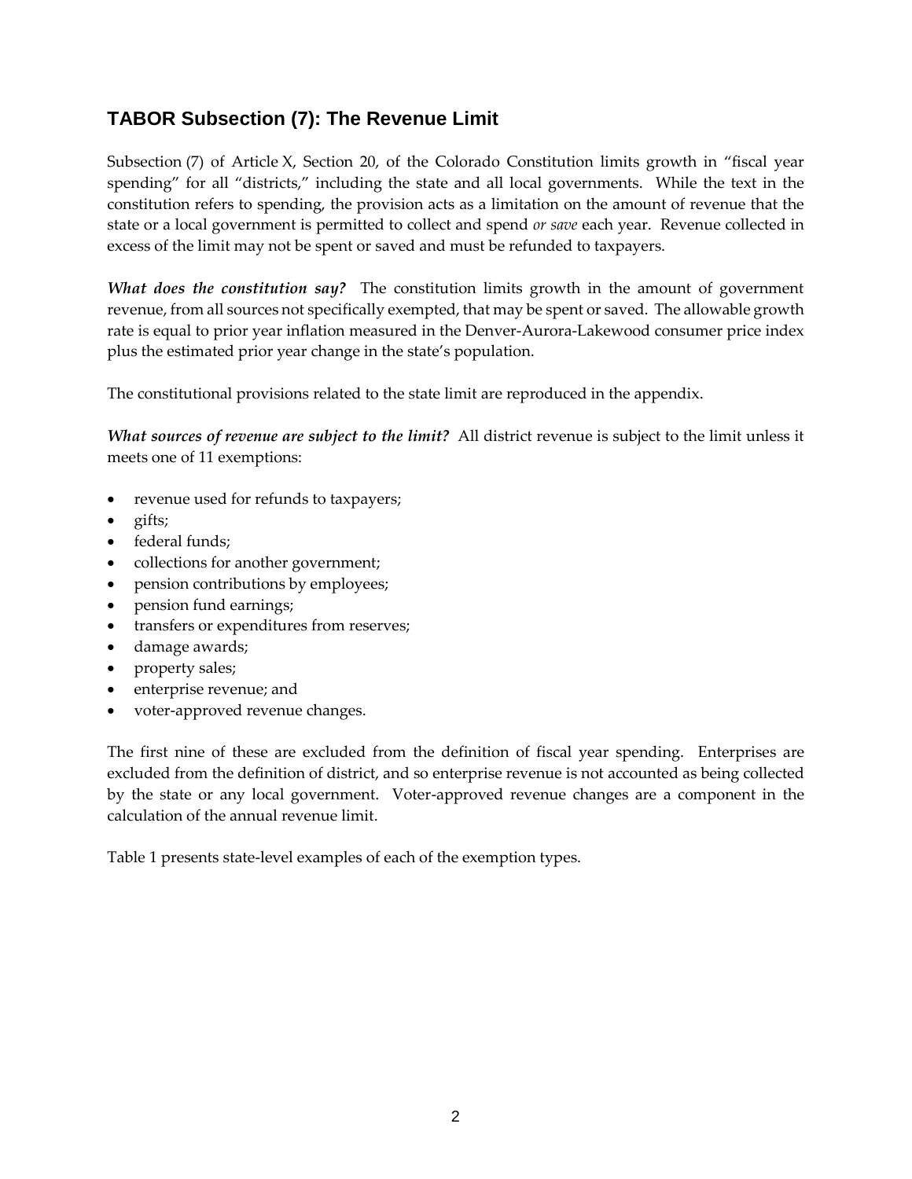## TABOR Subsection (7): The Revenue Limit

Subsection (7) of Article X, Section 20, of the Colorado Constitution limits growth in "fiscal year spending" for all "districts," including the state and all local governments. While the text in the constitution refers to spending, the provision acts as a limitation on the amount of revenue that the state or a local government is permitted to collect and spend *or save* each year. Revenue collected in excess of the limit may not be spent or saved and must be refunded to taxpayers.

***What does the constitution say?*** The constitution limits growth in the amount of government revenue, from all sources not specifically exempted, that may be spent or saved. The allowable growth rate is equal to prior year inflation measured in the Denver-Aurora-Lakewood consumer price index plus the estimated prior year change in the state's population.

The constitutional provisions related to the state limit are reproduced in the appendix.

***What sources of revenue are subject to the limit?*** All district revenue is subject to the limit unless it meets one of 11 exemptions:

- revenue used for refunds to taxpayers;
- gifts;
- federal funds;
- collections for another government;
- pension contributions by employees;
- pension fund earnings;
- transfers or expenditures from reserves;
- damage awards;
- property sales;
- enterprise revenue; and
- voter-approved revenue changes.

The first nine of these are excluded from the definition of fiscal year spending. Enterprises are excluded from the definition of district, and so enterprise revenue is not accounted as being collected by the state or any local government. Voter-approved revenue changes are a component in the calculation of the annual revenue limit.

Table 1 presents state-level examples of each of the exemption types.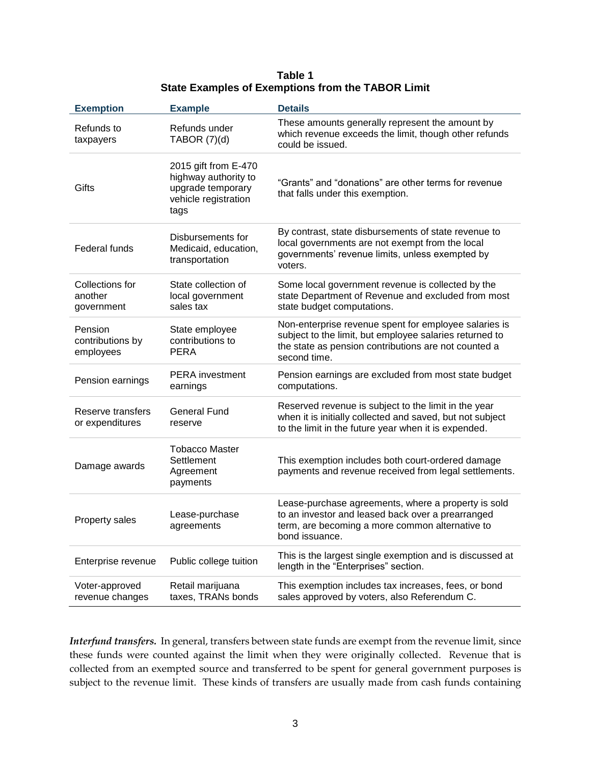**Table 1**
**State Examples of Exemptions from the TABOR Limit**

| Exemption | Example | Details |
| --- | --- | --- |
| Refunds to taxpayers | Refunds under TABOR (7)(d) | These amounts generally represent the amount by which revenue exceeds the limit, though other refunds could be issued. |
| Gifts | 2015 gift from E-470 highway authority to upgrade temporary vehicle registration tags | "Grants" and "donations" are other terms for revenue that falls under this exemption. |
| Federal funds | Disbursements for Medicaid, education, transportation | By contrast, state disbursements of state revenue to local governments are not exempt from the local governments' revenue limits, unless exempted by voters. |
| Collections for another government | State collection of local government sales tax | Some local government revenue is collected by the state Department of Revenue and excluded from most state budget computations. |
| Pension contributions by employees | State employee contributions to PERA | Non-enterprise revenue spent for employee salaries is subject to the limit, but employee salaries returned to the state as pension contributions are not counted a second time. |
| Pension earnings | PERA investment earnings | Pension earnings are excluded from most state budget computations. |
| Reserve transfers or expenditures | General Fund reserve | Reserved revenue is subject to the limit in the year when it is initially collected and saved, but not subject to the limit in the future year when it is expended. |
| Damage awards | Tobacco Master Settlement Agreement payments | This exemption includes both court-ordered damage payments and revenue received from legal settlements. |
| Property sales | Lease-purchase agreements | Lease-purchase agreements, where a property is sold to an investor and leased back over a prearranged term, are becoming a more common alternative to bond issuance. |
| Enterprise revenue | Public college tuition | This is the largest single exemption and is discussed at length in the "Enterprises" section. |
| Voter-approved revenue changes | Retail marijuana taxes, TRANs bonds | This exemption includes tax increases, fees, or bond sales approved by voters, also Referendum C. |

***Interfund transfers.*** In general, transfers between state funds are exempt from the revenue limit, since these funds were counted against the limit when they were originally collected. Revenue that is collected from an exempted source and transferred to be spent for general government purposes is subject to the revenue limit. These kinds of transfers are usually made from cash funds containing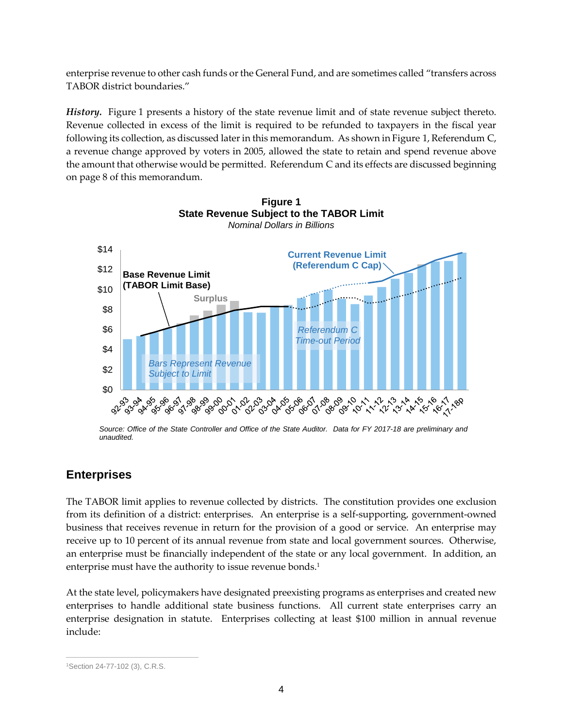enterprise revenue to other cash funds or the General Fund, and are sometimes called "transfers across TABOR district boundaries."

***History.*** Figure 1 presents a history of the state revenue limit and of state revenue subject thereto. Revenue collected in excess of the limit is required to be refunded to taxpayers in the fiscal year following its collection, as discussed later in this memorandum. As shown in Figure 1, Referendum C, a revenue change approved by voters in 2005, allowed the state to retain and spend revenue above the amount that otherwise would be permitted. Referendum C and its effects are discussed beginning on page 8 of this memorandum.

**Figure 1**
**State Revenue Subject to the TABOR Limit**
*Nominal Dollars in Billions*

*Source: Office of the State Controller and Office of the State Auditor. Data for FY 2017-18 are preliminary and unaudited.*

## Enterprises

The TABOR limit applies to revenue collected by districts. The constitution provides one exclusion from its definition of a district: enterprises. An enterprise is a self-supporting, government-owned business that receives revenue in return for the provision of a good or service. An enterprise may receive up to 10 percent of its annual revenue from state and local government sources. Otherwise, an enterprise must be financially independent of the state or any local government. In addition, an enterprise must have the authority to issue revenue bonds.[1]

At the state level, policymakers have designated preexisting programs as enterprises and created new enterprises to handle additional state business functions. All current state enterprises carry an enterprise designation in statute. Enterprises collecting at least $100 million in annual revenue include:

[1]Section 24-77-102 (3), C.R.S.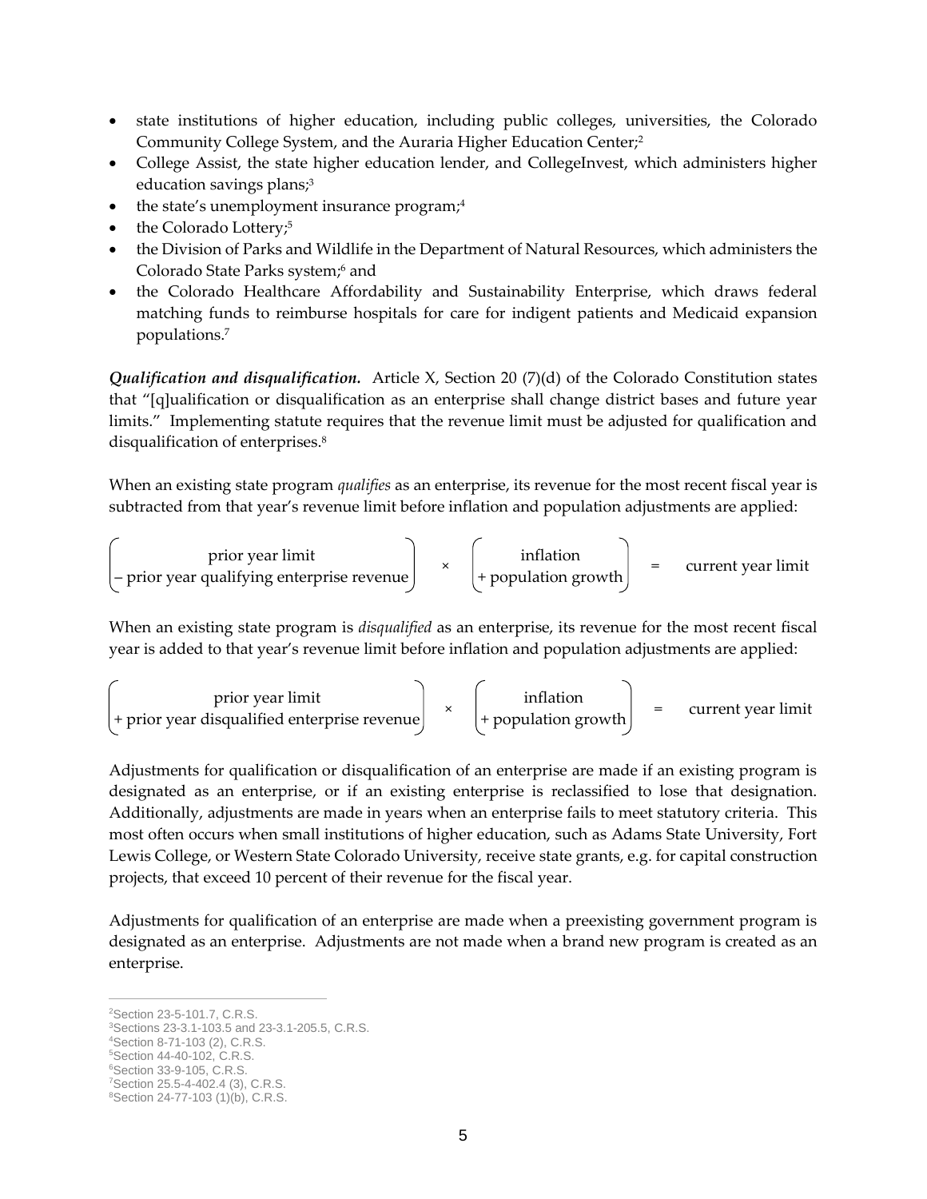- state institutions of higher education, including public colleges, universities, the Colorado Community College System, and the Auraria Higher Education Center;[2]
- College Assist, the state higher education lender, and CollegeInvest, which administers higher education savings plans;[3]
- the state's unemployment insurance program;[4]
- the Colorado Lottery;[5]
- the Division of Parks and Wildlife in the Department of Natural Resources, which administers the Colorado State Parks system;[6] and
- the Colorado Healthcare Affordability and Sustainability Enterprise, which draws federal matching funds to reimburse hospitals for care for indigent patients and Medicaid expansion populations.[7]

***Qualification and disqualification.*** Article X, Section 20 (7)(d) of the Colorado Constitution states that "[q]ualification or disqualification as an enterprise shall change district bases and future year limits." Implementing statute requires that the revenue limit must be adjusted for qualification and disqualification of enterprises.[8]

When an existing state program *qualifies* as an enterprise, its revenue for the most recent fiscal year is subtracted from that year's revenue limit before inflation and population adjustments are applied:

$$\begin{pmatrix} \text{prior year limit} \\ -\text{ prior year qualifying enterprise revenue} \end{pmatrix} \times \begin{pmatrix} \text{inflation} \\ +\text{ population growth} \end{pmatrix} = \text{current year limit}$$

When an existing state program is *disqualified* as an enterprise, its revenue for the most recent fiscal year is added to that year's revenue limit before inflation and population adjustments are applied:

$$\begin{pmatrix} \text{prior year limit} \\ +\text{ prior year disqualified enterprise revenue} \end{pmatrix} \times \begin{pmatrix} \text{inflation} \\ +\text{ population growth} \end{pmatrix} = \text{current year limit}$$

Adjustments for qualification or disqualification of an enterprise are made if an existing program is designated as an enterprise, or if an existing enterprise is reclassified to lose that designation. Additionally, adjustments are made in years when an enterprise fails to meet statutory criteria. This most often occurs when small institutions of higher education, such as Adams State University, Fort Lewis College, or Western State Colorado University, receive state grants, e.g. for capital construction projects, that exceed 10 percent of their revenue for the fiscal year.

Adjustments for qualification of an enterprise are made when a preexisting government program is designated as an enterprise. Adjustments are not made when a brand new program is created as an enterprise.

---

[2] Section 23-5-101.7, C.R.S.
[3] Sections 23-3.1-103.5 and 23-3.1-205.5, C.R.S.
[4] Section 8-71-103 (2), C.R.S.
[5] Section 44-40-102, C.R.S.
[6] Section 33-9-105, C.R.S.
[7] Section 25.5-4-402.4 (3), C.R.S.
[8] Section 24-77-103 (1)(b), C.R.S.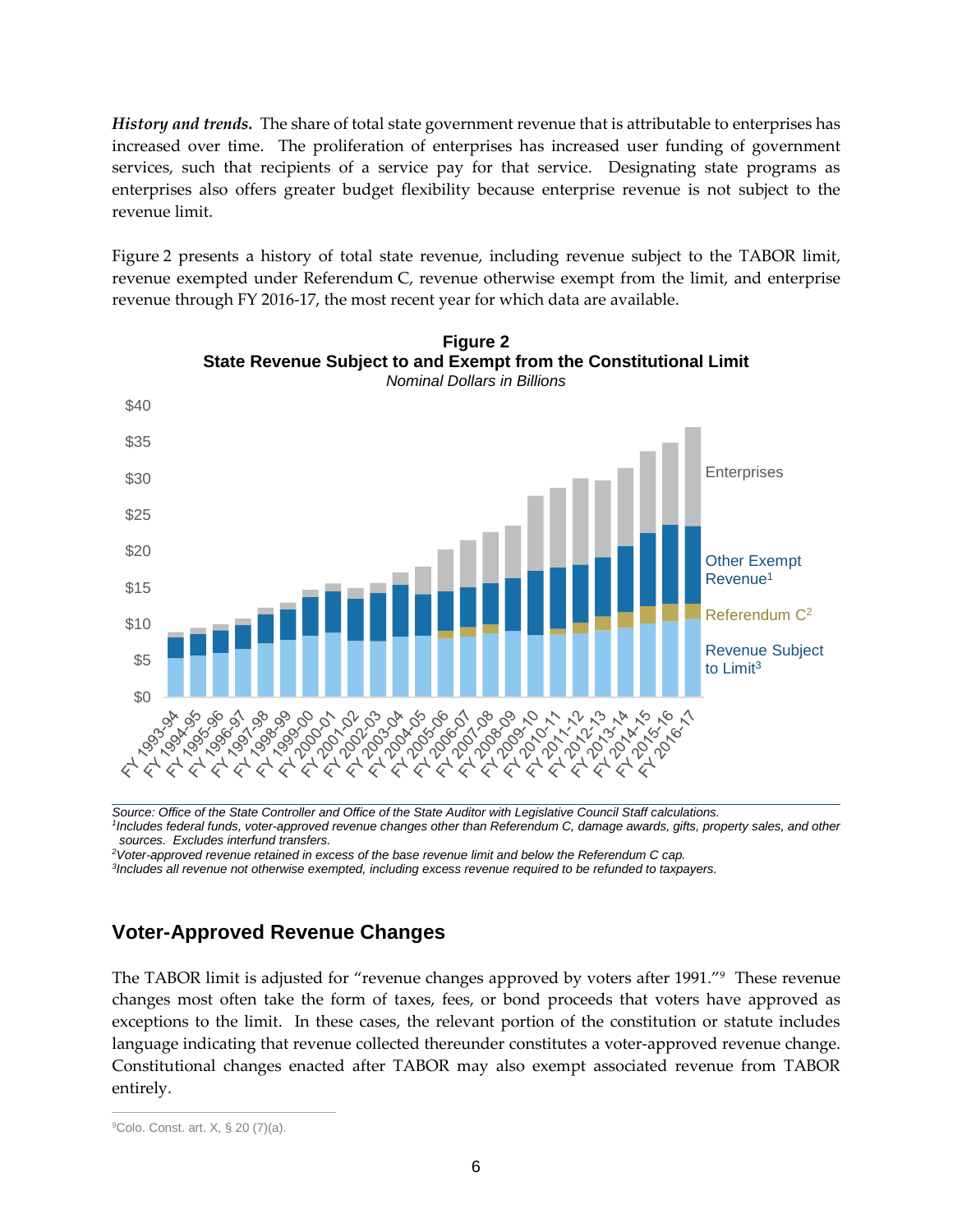***History and trends.*** The share of total state government revenue that is attributable to enterprises has increased over time. The proliferation of enterprises has increased user funding of government services, such that recipients of a service pay for that service. Designating state programs as enterprises also offers greater budget flexibility because enterprise revenue is not subject to the revenue limit.

Figure 2 presents a history of total state revenue, including revenue subject to the TABOR limit, revenue exempted under Referendum C, revenue otherwise exempt from the limit, and enterprise revenue through FY 2016-17, the most recent year for which data are available.

**Figure 2**
**State Revenue Subject to and Exempt from the Constitutional Limit**
*Nominal Dollars in Billions*

*Source: Office of the State Controller and Office of the State Auditor with Legislative Council Staff calculations.*
*[1]Includes federal funds, voter-approved revenue changes other than Referendum C, damage awards, gifts, property sales, and other sources. Excludes interfund transfers.*
*[2]Voter-approved revenue retained in excess of the base revenue limit and below the Referendum C cap.*
*[3]Includes all revenue not otherwise exempted, including excess revenue required to be refunded to taxpayers.*

## Voter-Approved Revenue Changes

The TABOR limit is adjusted for "revenue changes approved by voters after 1991."[9] These revenue changes most often take the form of taxes, fees, or bond proceeds that voters have approved as exceptions to the limit. In these cases, the relevant portion of the constitution or statute includes language indicating that revenue collected thereunder constitutes a voter-approved revenue change. Constitutional changes enacted after TABOR may also exempt associated revenue from TABOR entirely.

[9]Colo. Const. art. X, § 20 (7)(a).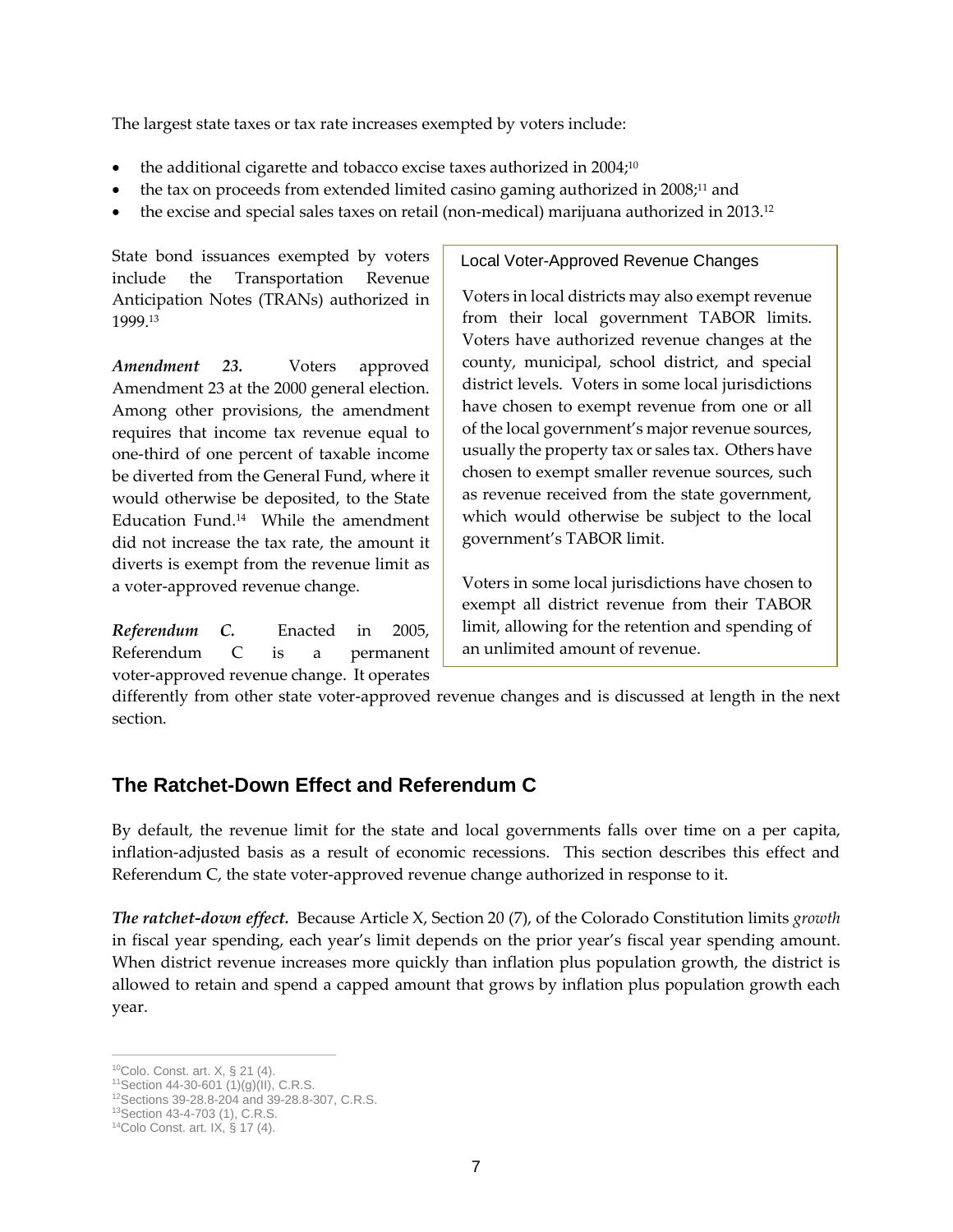The largest state taxes or tax rate increases exempted by voters include:

- the additional cigarette and tobacco excise taxes authorized in 2004;[10]
- the tax on proceeds from extended limited casino gaming authorized in 2008;[11] and
- the excise and special sales taxes on retail (non-medical) marijuana authorized in 2013.[12]

State bond issuances exempted by voters include the Transportation Revenue Anticipation Notes (TRANs) authorized in 1999.[13]

***Amendment 23.*** Voters approved Amendment 23 at the 2000 general election. Among other provisions, the amendment requires that income tax revenue equal to one-third of one percent of taxable income be diverted from the General Fund, where it would otherwise be deposited, to the State Education Fund.[14] While the amendment did not increase the tax rate, the amount it diverts is exempt from the revenue limit as a voter-approved revenue change.

***Referendum C.*** Enacted in 2005, Referendum C is a permanent voter-approved revenue change. It operates differently from other state voter-approved revenue changes and is discussed at length in the next section.

> **Local Voter-Approved Revenue Changes**
>
> Voters in local districts may also exempt revenue from their local government TABOR limits. Voters have authorized revenue changes at the county, municipal, school district, and special district levels. Voters in some local jurisdictions have chosen to exempt revenue from one or all of the local government's major revenue sources, usually the property tax or sales tax. Others have chosen to exempt smaller revenue sources, such as revenue received from the state government, which would otherwise be subject to the local government's TABOR limit.
>
> Voters in some local jurisdictions have chosen to exempt all district revenue from their TABOR limit, allowing for the retention and spending of an unlimited amount of revenue.

## The Ratchet-Down Effect and Referendum C

By default, the revenue limit for the state and local governments falls over time on a per capita, inflation-adjusted basis as a result of economic recessions. This section describes this effect and Referendum C, the state voter-approved revenue change authorized in response to it.

***The ratchet-down effect.*** Because Article X, Section 20 (7), of the Colorado Constitution limits *growth* in fiscal year spending, each year's limit depends on the prior year's fiscal year spending amount. When district revenue increases more quickly than inflation plus population growth, the district is allowed to retain and spend a capped amount that grows by inflation plus population growth each year.

---

[10] Colo. Const. art. X, § 21 (4).
[11] Section 44-30-601 (1)(g)(II), C.R.S.
[12] Sections 39-28.8-204 and 39-28.8-307, C.R.S.
[13] Section 43-4-703 (1), C.R.S.
[14] Colo Const. art. IX, § 17 (4).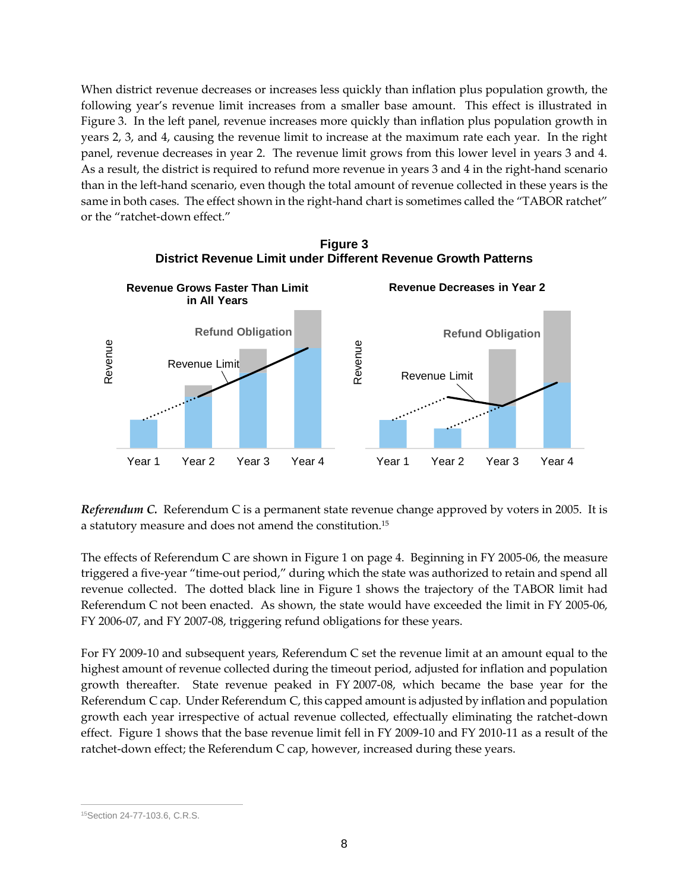When district revenue decreases or increases less quickly than inflation plus population growth, the following year's revenue limit increases from a smaller base amount. This effect is illustrated in Figure 3. In the left panel, revenue increases more quickly than inflation plus population growth in years 2, 3, and 4, causing the revenue limit to increase at the maximum rate each year. In the right panel, revenue decreases in year 2. The revenue limit grows from this lower level in years 3 and 4. As a result, the district is required to refund more revenue in years 3 and 4 in the right-hand scenario than in the left-hand scenario, even though the total amount of revenue collected in these years is the same in both cases. The effect shown in the right-hand chart is sometimes called the "TABOR ratchet" or the "ratchet-down effect."

**Figure 3**
**District Revenue Limit under Different Revenue Growth Patterns**

**Revenue Grows Faster Than Limit in All Years** | **Revenue Decreases in Year 2**

(Chart labels: Revenue; Refund Obligation; Revenue Limit; Year 1, Year 2, Year 3, Year 4)

***Referendum C.*** Referendum C is a permanent state revenue change approved by voters in 2005. It is a statutory measure and does not amend the constitution.[15]

The effects of Referendum C are shown in Figure 1 on page 4. Beginning in FY 2005-06, the measure triggered a five-year "time-out period," during which the state was authorized to retain and spend all revenue collected. The dotted black line in Figure 1 shows the trajectory of the TABOR limit had Referendum C not been enacted. As shown, the state would have exceeded the limit in FY 2005-06, FY 2006-07, and FY 2007-08, triggering refund obligations for these years.

For FY 2009-10 and subsequent years, Referendum C set the revenue limit at an amount equal to the highest amount of revenue collected during the timeout period, adjusted for inflation and population growth thereafter. State revenue peaked in FY 2007-08, which became the base year for the Referendum C cap. Under Referendum C, this capped amount is adjusted by inflation and population growth each year irrespective of actual revenue collected, effectually eliminating the ratchet-down effect. Figure 1 shows that the base revenue limit fell in FY 2009-10 and FY 2010-11 as a result of the ratchet-down effect; the Referendum C cap, however, increased during these years.

---

[15] Section 24-77-103.6, C.R.S.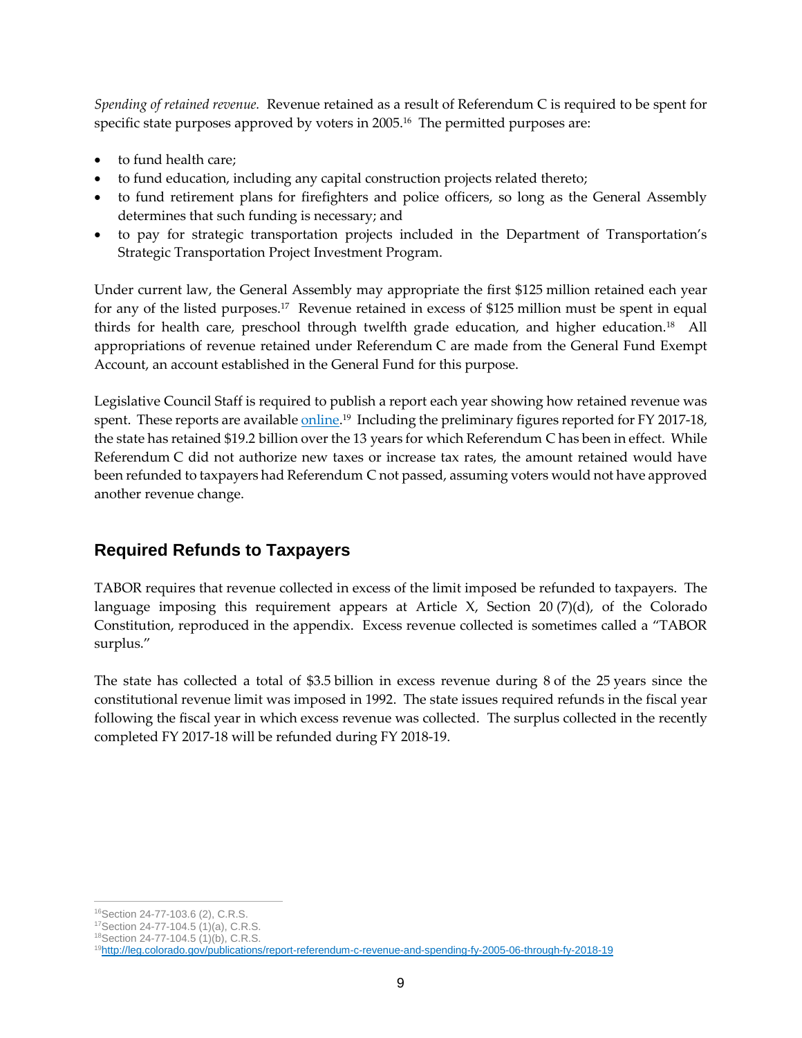*Spending of retained revenue.* Revenue retained as a result of Referendum C is required to be spent for specific state purposes approved by voters in 2005.[16] The permitted purposes are:

- to fund health care;
- to fund education, including any capital construction projects related thereto;
- to fund retirement plans for firefighters and police officers, so long as the General Assembly determines that such funding is necessary; and
- to pay for strategic transportation projects included in the Department of Transportation's Strategic Transportation Project Investment Program.

Under current law, the General Assembly may appropriate the first $125 million retained each year for any of the listed purposes.[17] Revenue retained in excess of $125 million must be spent in equal thirds for health care, preschool through twelfth grade education, and higher education.[18] All appropriations of revenue retained under Referendum C are made from the General Fund Exempt Account, an account established in the General Fund for this purpose.

Legislative Council Staff is required to publish a report each year showing how retained revenue was spent. These reports are available online.[19] Including the preliminary figures reported for FY 2017-18, the state has retained $19.2 billion over the 13 years for which Referendum C has been in effect. While Referendum C did not authorize new taxes or increase tax rates, the amount retained would have been refunded to taxpayers had Referendum C not passed, assuming voters would not have approved another revenue change.

## Required Refunds to Taxpayers

TABOR requires that revenue collected in excess of the limit imposed be refunded to taxpayers. The language imposing this requirement appears at Article X, Section 20 (7)(d), of the Colorado Constitution, reproduced in the appendix. Excess revenue collected is sometimes called a "TABOR surplus."

The state has collected a total of $3.5 billion in excess revenue during 8 of the 25 years since the constitutional revenue limit was imposed in 1992. The state issues required refunds in the fiscal year following the fiscal year in which excess revenue was collected. The surplus collected in the recently completed FY 2017-18 will be refunded during FY 2018-19.

---

[16] Section 24-77-103.6 (2), C.R.S.
[17] Section 24-77-104.5 (1)(a), C.R.S.
[18] Section 24-77-104.5 (1)(b), C.R.S.
[19] http://leg.colorado.gov/publications/report-referendum-c-revenue-and-spending-fy-2005-06-through-fy-2018-19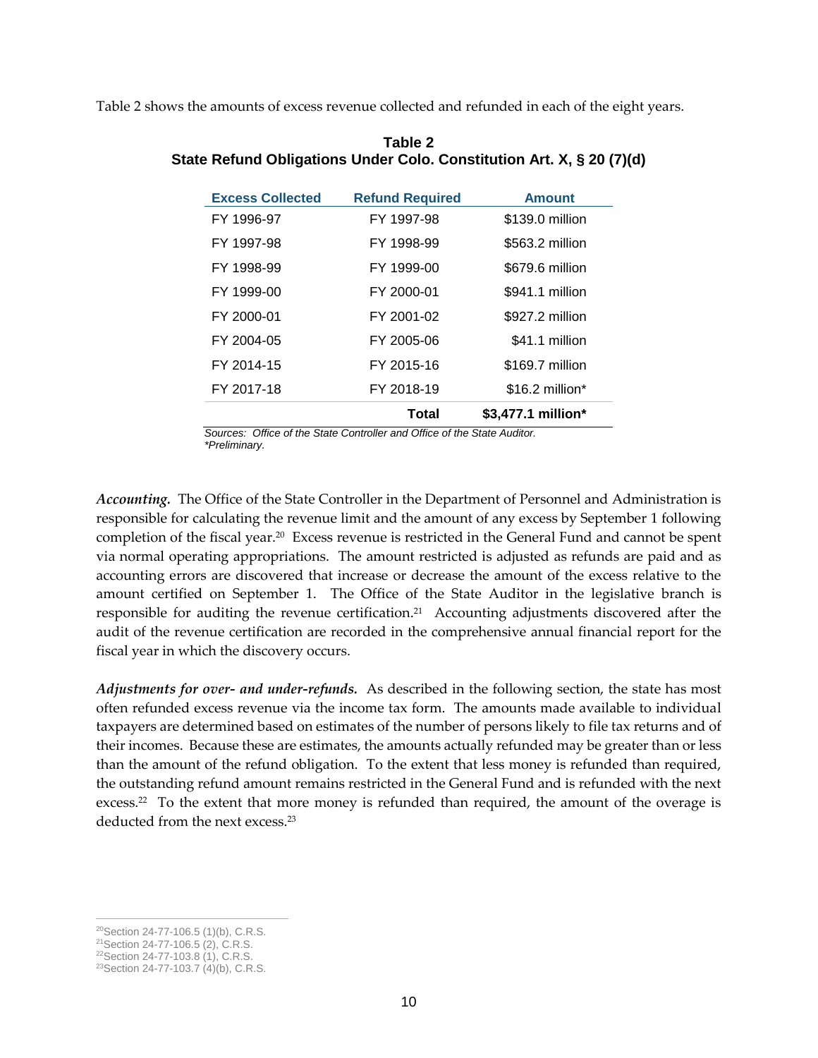Table 2 shows the amounts of excess revenue collected and refunded in each of the eight years.

**Table 2**
**State Refund Obligations Under Colo. Constitution Art. X, § 20 (7)(d)**

| Excess Collected | Refund Required | Amount |
|---|---|---|
| FY 1996-97 | FY 1997-98 | $139.0 million |
| FY 1997-98 | FY 1998-99 | $563.2 million |
| FY 1998-99 | FY 1999-00 | $679.6 million |
| FY 1999-00 | FY 2000-01 | $941.1 million |
| FY 2000-01 | FY 2001-02 | $927.2 million |
| FY 2004-05 | FY 2005-06 | $41.1 million |
| FY 2014-15 | FY 2015-16 | $169.7 million |
| FY 2017-18 | FY 2018-19 | $16.2 million* |
| | **Total** | **$3,477.1 million*** |

*Sources: Office of the State Controller and Office of the State Auditor.*
*\*Preliminary.*

***Accounting.*** The Office of the State Controller in the Department of Personnel and Administration is responsible for calculating the revenue limit and the amount of any excess by September 1 following completion of the fiscal year.[20] Excess revenue is restricted in the General Fund and cannot be spent via normal operating appropriations. The amount restricted is adjusted as refunds are paid and as accounting errors are discovered that increase or decrease the amount of the excess relative to the amount certified on September 1. The Office of the State Auditor in the legislative branch is responsible for auditing the revenue certification.[21] Accounting adjustments discovered after the audit of the revenue certification are recorded in the comprehensive annual financial report for the fiscal year in which the discovery occurs.

***Adjustments for over- and under-refunds.*** As described in the following section, the state has most often refunded excess revenue via the income tax form. The amounts made available to individual taxpayers are determined based on estimates of the number of persons likely to file tax returns and of their incomes. Because these are estimates, the amounts actually refunded may be greater than or less than the amount of the refund obligation. To the extent that less money is refunded than required, the outstanding refund amount remains restricted in the General Fund and is refunded with the next excess.[22] To the extent that more money is refunded than required, the amount of the overage is deducted from the next excess.[23]

[20] Section 24-77-106.5 (1)(b), C.R.S.
[21] Section 24-77-106.5 (2), C.R.S.
[22] Section 24-77-103.8 (1), C.R.S.
[23] Section 24-77-103.7 (4)(b), C.R.S.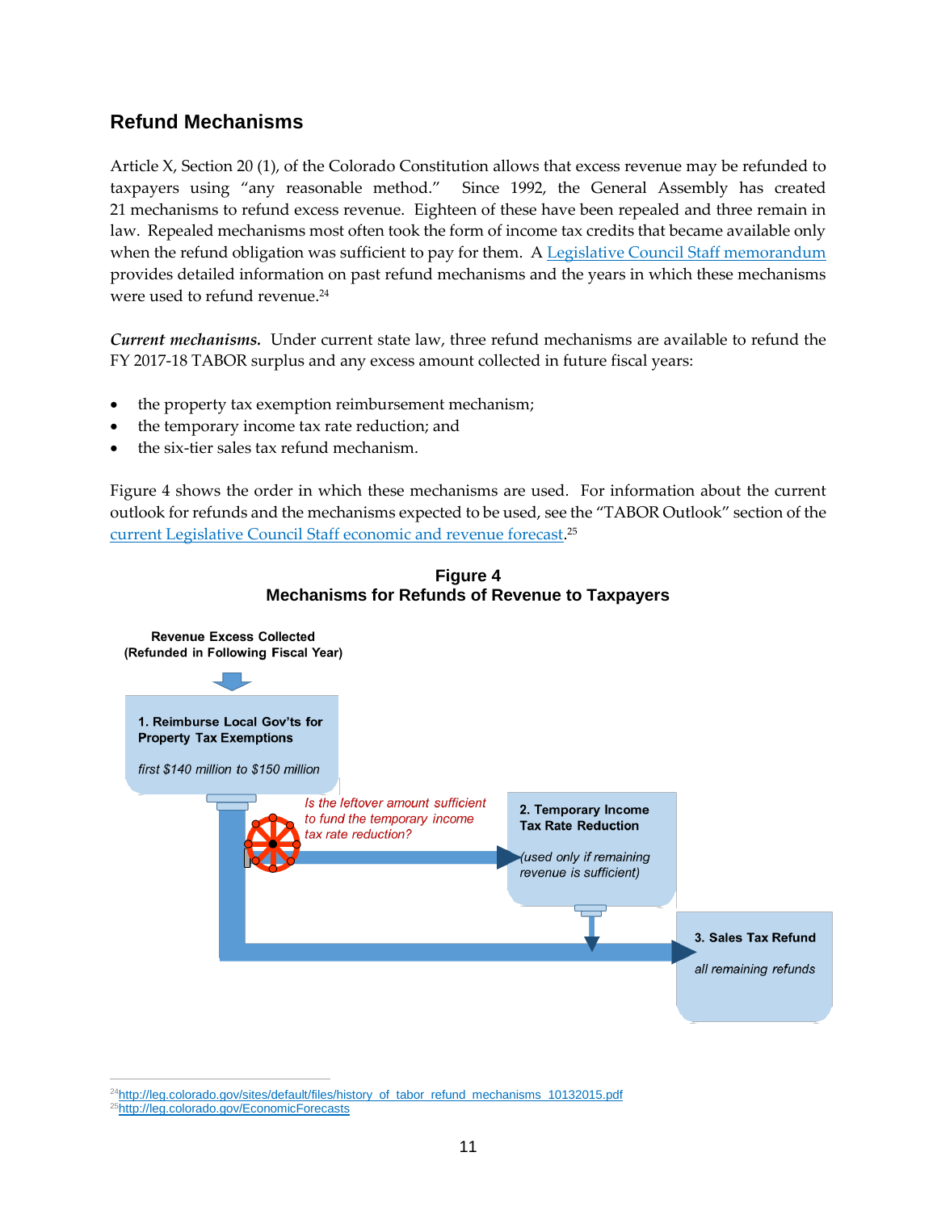## Refund Mechanisms

Article X, Section 20 (1), of the Colorado Constitution allows that excess revenue may be refunded to taxpayers using "any reasonable method." Since 1992, the General Assembly has created 21 mechanisms to refund excess revenue. Eighteen of these have been repealed and three remain in law. Repealed mechanisms most often took the form of income tax credits that became available only when the refund obligation was sufficient to pay for them. A Legislative Council Staff memorandum provides detailed information on past refund mechanisms and the years in which these mechanisms were used to refund revenue.[24]

***Current mechanisms.*** Under current state law, three refund mechanisms are available to refund the FY 2017-18 TABOR surplus and any excess amount collected in future fiscal years:

- the property tax exemption reimbursement mechanism;
- the temporary income tax rate reduction; and
- the six-tier sales tax refund mechanism.

Figure 4 shows the order in which these mechanisms are used. For information about the current outlook for refunds and the mechanisms expected to be used, see the "TABOR Outlook" section of the current Legislative Council Staff economic and revenue forecast.[25]

**Figure 4**
**Mechanisms for Refunds of Revenue to Taxpayers**

**Revenue Excess Collected (Refunded in Following Fiscal Year)**

**1. Reimburse Local Gov'ts for Property Tax Exemptions**
*first $140 million to $150 million*

*Is the leftover amount sufficient to fund the temporary income tax rate reduction?*

**2. Temporary Income Tax Rate Reduction**
*(used only if remaining revenue is sufficient)*

**3. Sales Tax Refund**
*all remaining refunds*

[24] http://leg.colorado.gov/sites/default/files/history_of_tabor_refund_mechanisms_10132015.pdf
[25] http://leg.colorado.gov/EconomicForecasts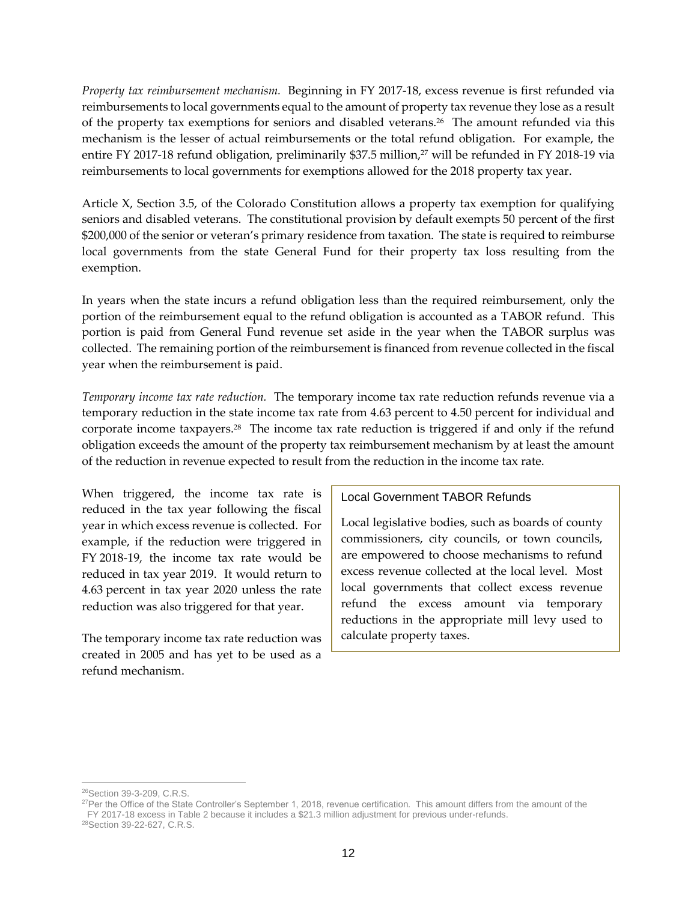*Property tax reimbursement mechanism.* Beginning in FY 2017-18, excess revenue is first refunded via reimbursements to local governments equal to the amount of property tax revenue they lose as a result of the property tax exemptions for seniors and disabled veterans.[26] The amount refunded via this mechanism is the lesser of actual reimbursements or the total refund obligation. For example, the entire FY 2017-18 refund obligation, preliminarily $37.5 million,[27] will be refunded in FY 2018-19 via reimbursements to local governments for exemptions allowed for the 2018 property tax year.

Article X, Section 3.5, of the Colorado Constitution allows a property tax exemption for qualifying seniors and disabled veterans. The constitutional provision by default exempts 50 percent of the first $200,000 of the senior or veteran's primary residence from taxation. The state is required to reimburse local governments from the state General Fund for their property tax loss resulting from the exemption.

In years when the state incurs a refund obligation less than the required reimbursement, only the portion of the reimbursement equal to the refund obligation is accounted as a TABOR refund. This portion is paid from General Fund revenue set aside in the year when the TABOR surplus was collected. The remaining portion of the reimbursement is financed from revenue collected in the fiscal year when the reimbursement is paid.

*Temporary income tax rate reduction.* The temporary income tax rate reduction refunds revenue via a temporary reduction in the state income tax rate from 4.63 percent to 4.50 percent for individual and corporate income taxpayers.[28] The income tax rate reduction is triggered if and only if the refund obligation exceeds the amount of the property tax reimbursement mechanism by at least the amount of the reduction in revenue expected to result from the reduction in the income tax rate.

When triggered, the income tax rate is reduced in the tax year following the fiscal year in which excess revenue is collected. For example, if the reduction were triggered in FY 2018-19, the income tax rate would be reduced in tax year 2019. It would return to 4.63 percent in tax year 2020 unless the rate reduction was also triggered for that year.

The temporary income tax rate reduction was created in 2005 and has yet to be used as a refund mechanism.

> **Local Government TABOR Refunds**
>
> Local legislative bodies, such as boards of county commissioners, city councils, or town councils, are empowered to choose mechanisms to refund excess revenue collected at the local level. Most local governments that collect excess revenue refund the excess amount via temporary reductions in the appropriate mill levy used to calculate property taxes.

---

[26] Section 39-3-209, C.R.S.

[27] Per the Office of the State Controller's September 1, 2018, revenue certification. This amount differs from the amount of the FY 2017-18 excess in Table 2 because it includes a $21.3 million adjustment for previous under-refunds.

[28] Section 39-22-627, C.R.S.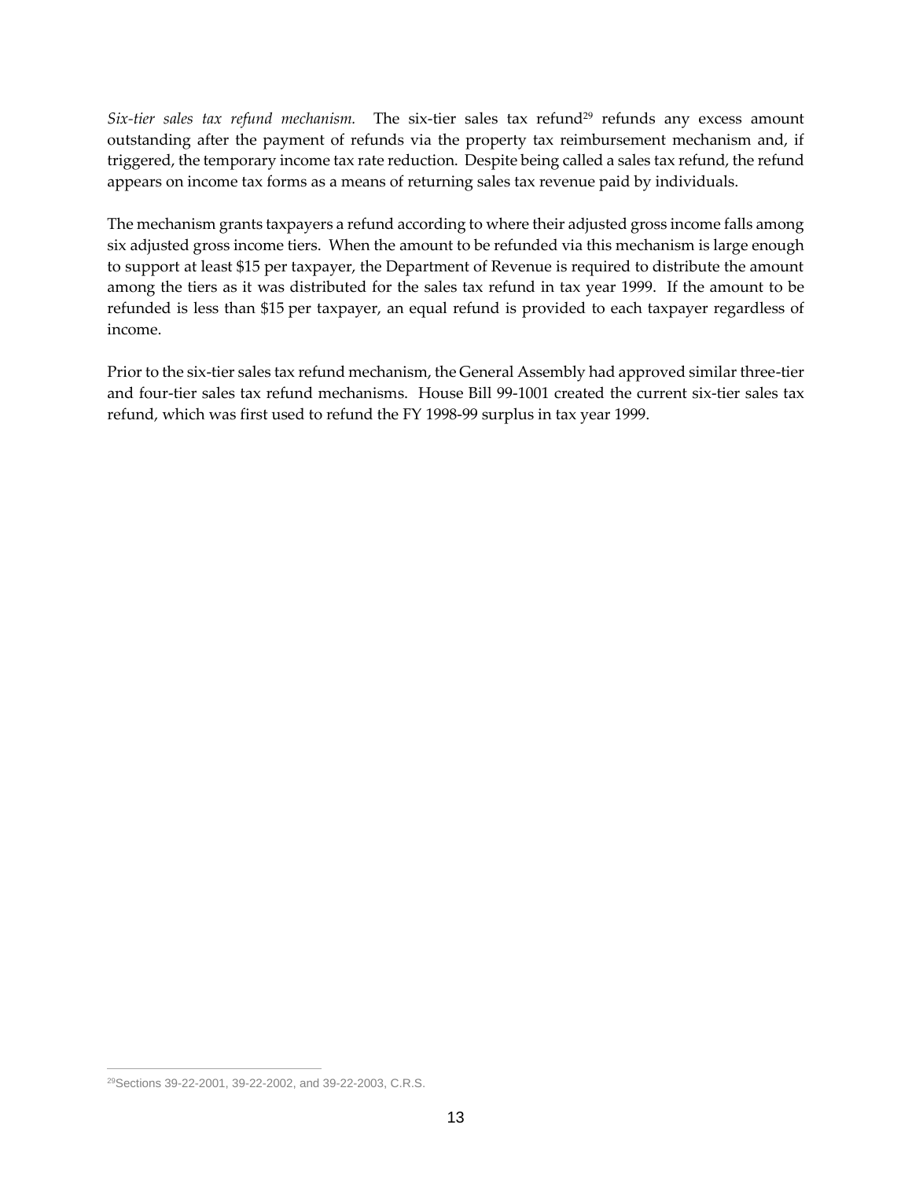*Six-tier sales tax refund mechanism.* The six-tier sales tax refund[29] refunds any excess amount outstanding after the payment of refunds via the property tax reimbursement mechanism and, if triggered, the temporary income tax rate reduction. Despite being called a sales tax refund, the refund appears on income tax forms as a means of returning sales tax revenue paid by individuals.

The mechanism grants taxpayers a refund according to where their adjusted gross income falls among six adjusted gross income tiers. When the amount to be refunded via this mechanism is large enough to support at least $15 per taxpayer, the Department of Revenue is required to distribute the amount among the tiers as it was distributed for the sales tax refund in tax year 1999. If the amount to be refunded is less than $15 per taxpayer, an equal refund is provided to each taxpayer regardless of income.

Prior to the six-tier sales tax refund mechanism, the General Assembly had approved similar three-tier and four-tier sales tax refund mechanisms. House Bill 99-1001 created the current six-tier sales tax refund, which was first used to refund the FY 1998-99 surplus in tax year 1999.

[29] Sections 39-22-2001, 39-22-2002, and 39-22-2003, C.R.S.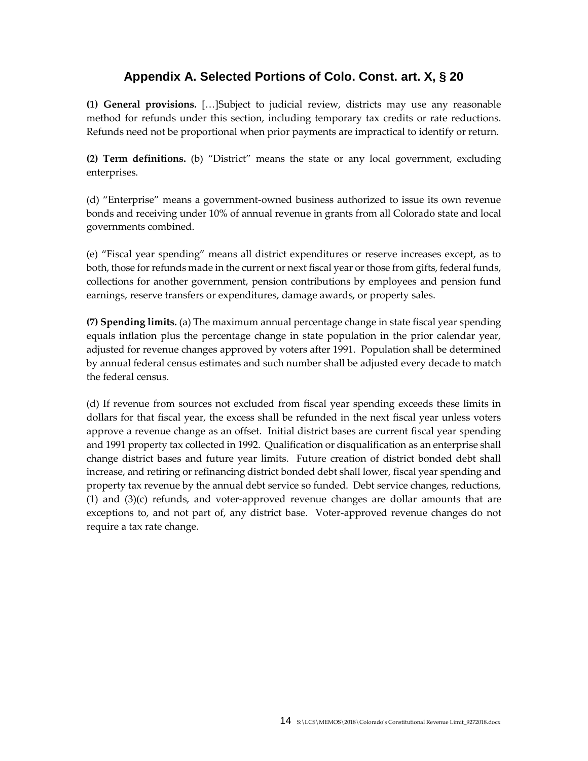## Appendix A. Selected Portions of Colo. Const. art. X, § 20

**(1) General provisions.** […]Subject to judicial review, districts may use any reasonable method for refunds under this section, including temporary tax credits or rate reductions. Refunds need not be proportional when prior payments are impractical to identify or return.

**(2) Term definitions.** (b) "District" means the state or any local government, excluding enterprises.

(d) "Enterprise" means a government-owned business authorized to issue its own revenue bonds and receiving under 10% of annual revenue in grants from all Colorado state and local governments combined.

(e) "Fiscal year spending" means all district expenditures or reserve increases except, as to both, those for refunds made in the current or next fiscal year or those from gifts, federal funds, collections for another government, pension contributions by employees and pension fund earnings, reserve transfers or expenditures, damage awards, or property sales.

**(7) Spending limits.** (a) The maximum annual percentage change in state fiscal year spending equals inflation plus the percentage change in state population in the prior calendar year, adjusted for revenue changes approved by voters after 1991. Population shall be determined by annual federal census estimates and such number shall be adjusted every decade to match the federal census.

(d) If revenue from sources not excluded from fiscal year spending exceeds these limits in dollars for that fiscal year, the excess shall be refunded in the next fiscal year unless voters approve a revenue change as an offset. Initial district bases are current fiscal year spending and 1991 property tax collected in 1992. Qualification or disqualification as an enterprise shall change district bases and future year limits. Future creation of district bonded debt shall increase, and retiring or refinancing district bonded debt shall lower, fiscal year spending and property tax revenue by the annual debt service so funded. Debt service changes, reductions, (1) and (3)(c) refunds, and voter-approved revenue changes are dollar amounts that are exceptions to, and not part of, any district base. Voter-approved revenue changes do not require a tax rate change.